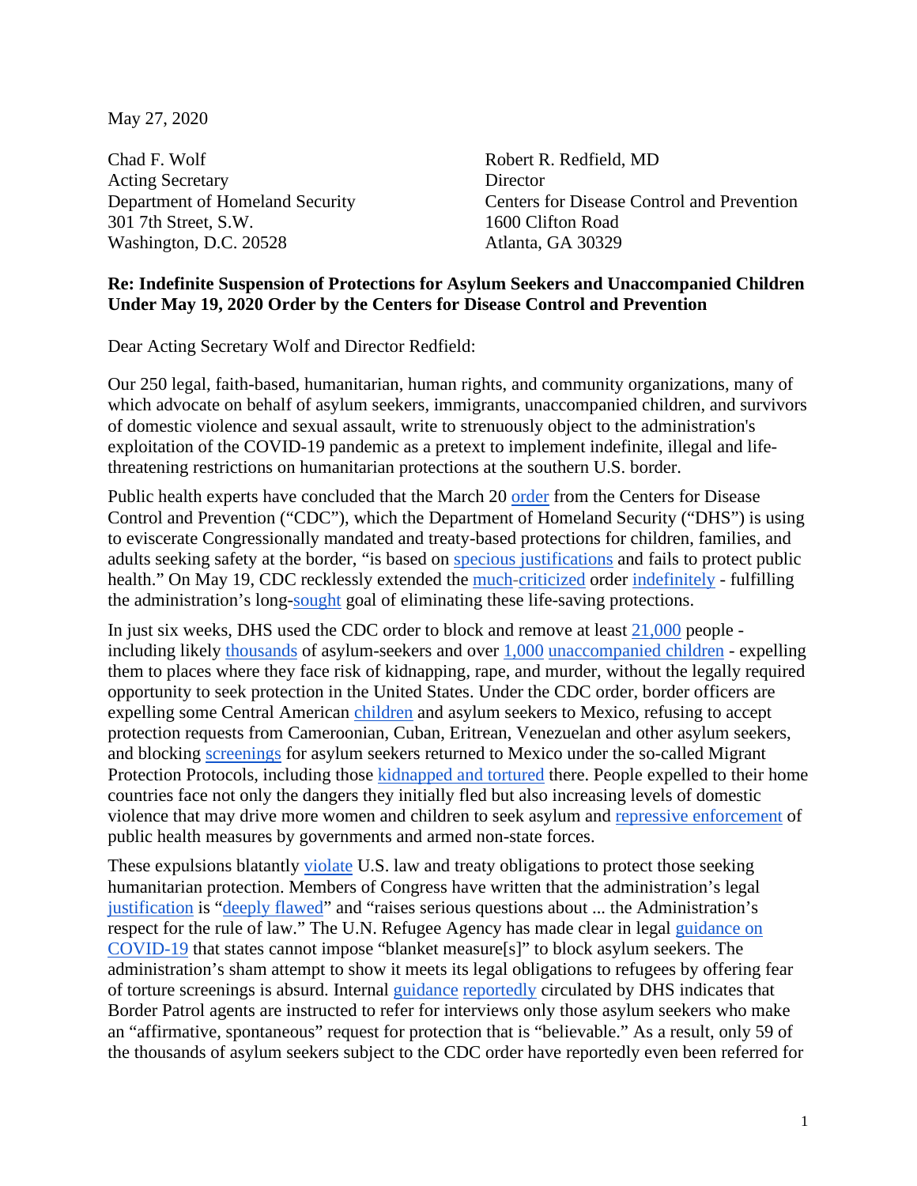May 27, 2020

Chad F. Wolf
Acting Secretary
Department of Homeland Security
301 7th Street, S.W.
Washington, D.C. 20528

Robert R. Redfield, MD
Director
Centers for Disease Control and Prevention
1600 Clifton Road
Atlanta, GA 30329

**Re: Indefinite Suspension of Protections for Asylum Seekers and Unaccompanied Children Under May 19, 2020 Order by the Centers for Disease Control and Prevention**

Dear Acting Secretary Wolf and Director Redfield:

Our 250 legal, faith-based, humanitarian, human rights, and community organizations, many of which advocate on behalf of asylum seekers, immigrants, unaccompanied children, and survivors of domestic violence and sexual assault, write to strenuously object to the administration's exploitation of the COVID-19 pandemic as a pretext to implement indefinite, illegal and life-threatening restrictions on humanitarian protections at the southern U.S. border.

Public health experts have concluded that the March 20 order from the Centers for Disease Control and Prevention ("CDC"), which the Department of Homeland Security ("DHS") is using to eviscerate Congressionally mandated and treaty-based protections for children, families, and adults seeking safety at the border, "is based on specious justifications and fails to protect public health." On May 19, CDC recklessly extended the much-criticized order indefinitely - fulfilling the administration's long-sought goal of eliminating these life-saving protections.

In just six weeks, DHS used the CDC order to block and remove at least 21,000 people - including likely thousands of asylum-seekers and over 1,000 unaccompanied children - expelling them to places where they face risk of kidnapping, rape, and murder, without the legally required opportunity to seek protection in the United States. Under the CDC order, border officers are expelling some Central American children and asylum seekers to Mexico, refusing to accept protection requests from Cameroonian, Cuban, Eritrean, Venezuelan and other asylum seekers, and blocking screenings for asylum seekers returned to Mexico under the so-called Migrant Protection Protocols, including those kidnapped and tortured there. People expelled to their home countries face not only the dangers they initially fled but also increasing levels of domestic violence that may drive more women and children to seek asylum and repressive enforcement of public health measures by governments and armed non-state forces.

These expulsions blatantly violate U.S. law and treaty obligations to protect those seeking humanitarian protection. Members of Congress have written that the administration's legal justification is "deeply flawed" and "raises serious questions about ... the Administration's respect for the rule of law." The U.N. Refugee Agency has made clear in legal guidance on COVID-19 that states cannot impose "blanket measure[s]" to block asylum seekers. The administration's sham attempt to show it meets its legal obligations to refugees by offering fear of torture screenings is absurd. Internal guidance reportedly circulated by DHS indicates that Border Patrol agents are instructed to refer for interviews only those asylum seekers who make an "affirmative, spontaneous" request for protection that is "believable." As a result, only 59 of the thousands of asylum seekers subject to the CDC order have reportedly even been referred for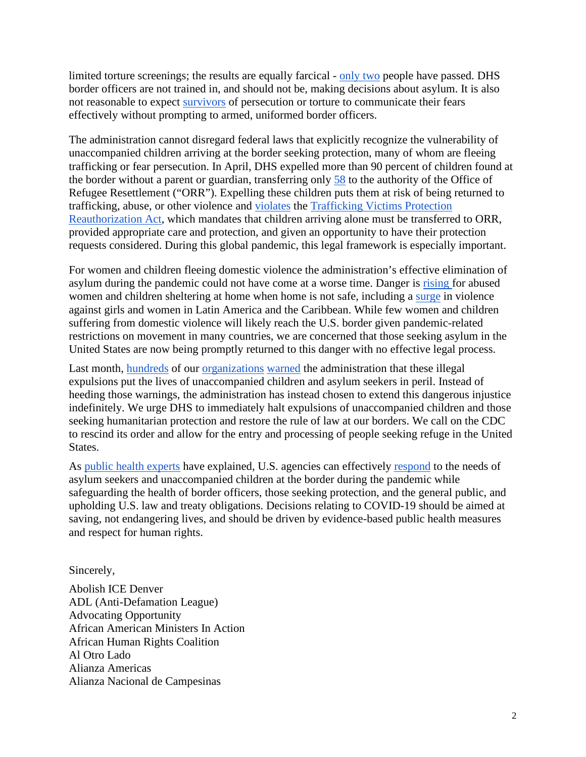limited torture screenings; the results are equally farcical - only two people have passed. DHS border officers are not trained in, and should not be, making decisions about asylum. It is also not reasonable to expect survivors of persecution or torture to communicate their fears effectively without prompting to armed, uniformed border officers.

The administration cannot disregard federal laws that explicitly recognize the vulnerability of unaccompanied children arriving at the border seeking protection, many of whom are fleeing trafficking or fear persecution. In April, DHS expelled more than 90 percent of children found at the border without a parent or guardian, transferring only 58 to the authority of the Office of Refugee Resettlement ("ORR"). Expelling these children puts them at risk of being returned to trafficking, abuse, or other violence and violates the Trafficking Victims Protection Reauthorization Act, which mandates that children arriving alone must be transferred to ORR, provided appropriate care and protection, and given an opportunity to have their protection requests considered. During this global pandemic, this legal framework is especially important.

For women and children fleeing domestic violence the administration's effective elimination of asylum during the pandemic could not have come at a worse time. Danger is rising for abused women and children sheltering at home when home is not safe, including a surge in violence against girls and women in Latin America and the Caribbean. While few women and children suffering from domestic violence will likely reach the U.S. border given pandemic-related restrictions on movement in many countries, we are concerned that those seeking asylum in the United States are now being promptly returned to this danger with no effective legal process.

Last month, hundreds of our organizations warned the administration that these illegal expulsions put the lives of unaccompanied children and asylum seekers in peril. Instead of heeding those warnings, the administration has instead chosen to extend this dangerous injustice indefinitely. We urge DHS to immediately halt expulsions of unaccompanied children and those seeking humanitarian protection and restore the rule of law at our borders. We call on the CDC to rescind its order and allow for the entry and processing of people seeking refuge in the United States.

As public health experts have explained, U.S. agencies can effectively respond to the needs of asylum seekers and unaccompanied children at the border during the pandemic while safeguarding the health of border officers, those seeking protection, and the general public, and upholding U.S. law and treaty obligations. Decisions relating to COVID-19 should be aimed at saving, not endangering lives, and should be driven by evidence-based public health measures and respect for human rights.

Sincerely,

Abolish ICE Denver
ADL (Anti-Defamation League)
Advocating Opportunity
African American Ministers In Action
African Human Rights Coalition
Al Otro Lado
Alianza Americas
Alianza Nacional de Campesinas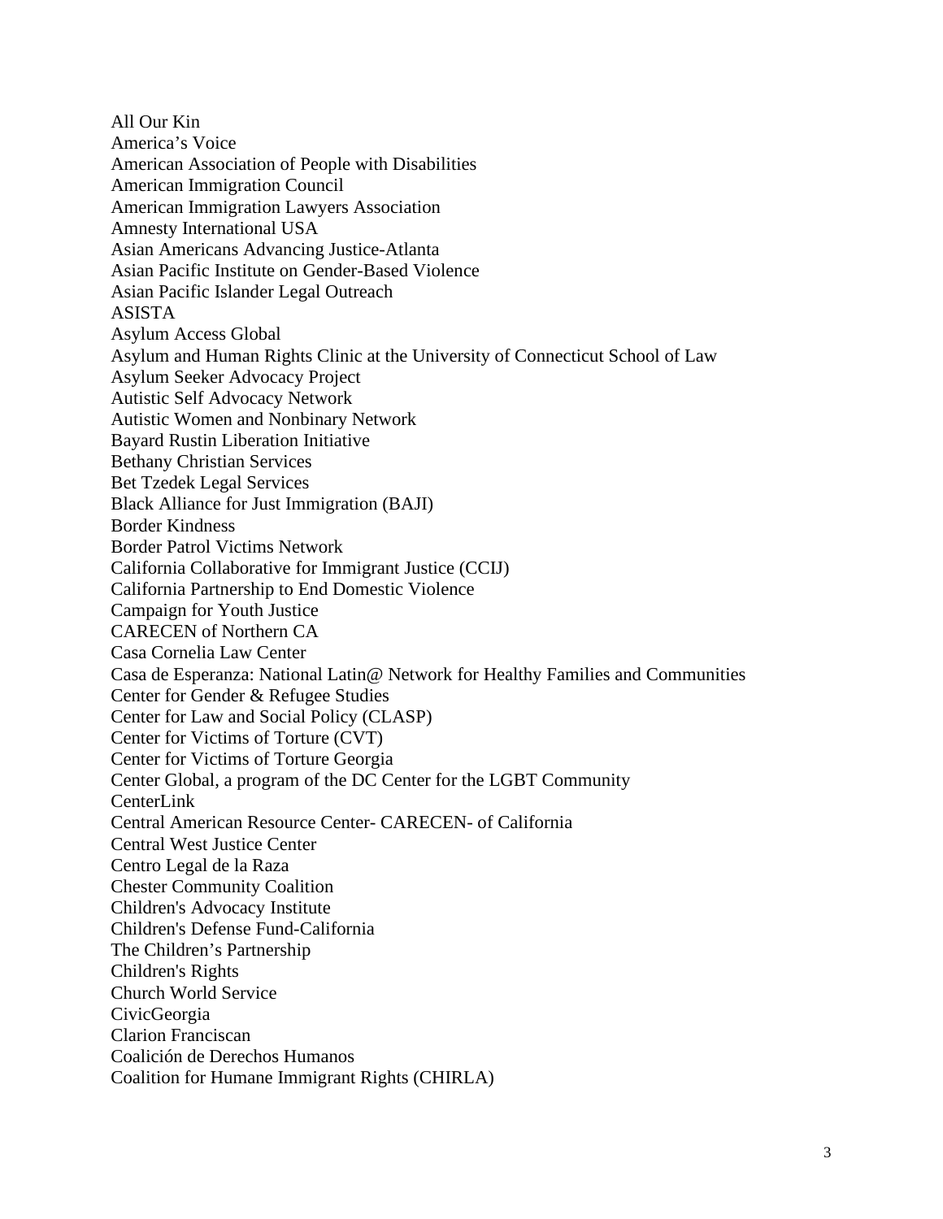All Our Kin
America's Voice
American Association of People with Disabilities
American Immigration Council
American Immigration Lawyers Association
Amnesty International USA
Asian Americans Advancing Justice-Atlanta
Asian Pacific Institute on Gender-Based Violence
Asian Pacific Islander Legal Outreach
ASISTA
Asylum Access Global
Asylum and Human Rights Clinic at the University of Connecticut School of Law
Asylum Seeker Advocacy Project
Autistic Self Advocacy Network
Autistic Women and Nonbinary Network
Bayard Rustin Liberation Initiative
Bethany Christian Services
Bet Tzedek Legal Services
Black Alliance for Just Immigration (BAJI)
Border Kindness
Border Patrol Victims Network
California Collaborative for Immigrant Justice (CCIJ)
California Partnership to End Domestic Violence
Campaign for Youth Justice
CARECEN of Northern CA
Casa Cornelia Law Center
Casa de Esperanza: National Latin@ Network for Healthy Families and Communities
Center for Gender & Refugee Studies
Center for Law and Social Policy (CLASP)
Center for Victims of Torture (CVT)
Center for Victims of Torture Georgia
Center Global, a program of the DC Center for the LGBT Community
CenterLink
Central American Resource Center- CARECEN- of California
Central West Justice Center
Centro Legal de la Raza
Chester Community Coalition
Children's Advocacy Institute
Children's Defense Fund-California
The Children's Partnership
Children's Rights
Church World Service
CivicGeorgia
Clarion Franciscan
Coalición de Derechos Humanos
Coalition for Humane Immigrant Rights (CHIRLA)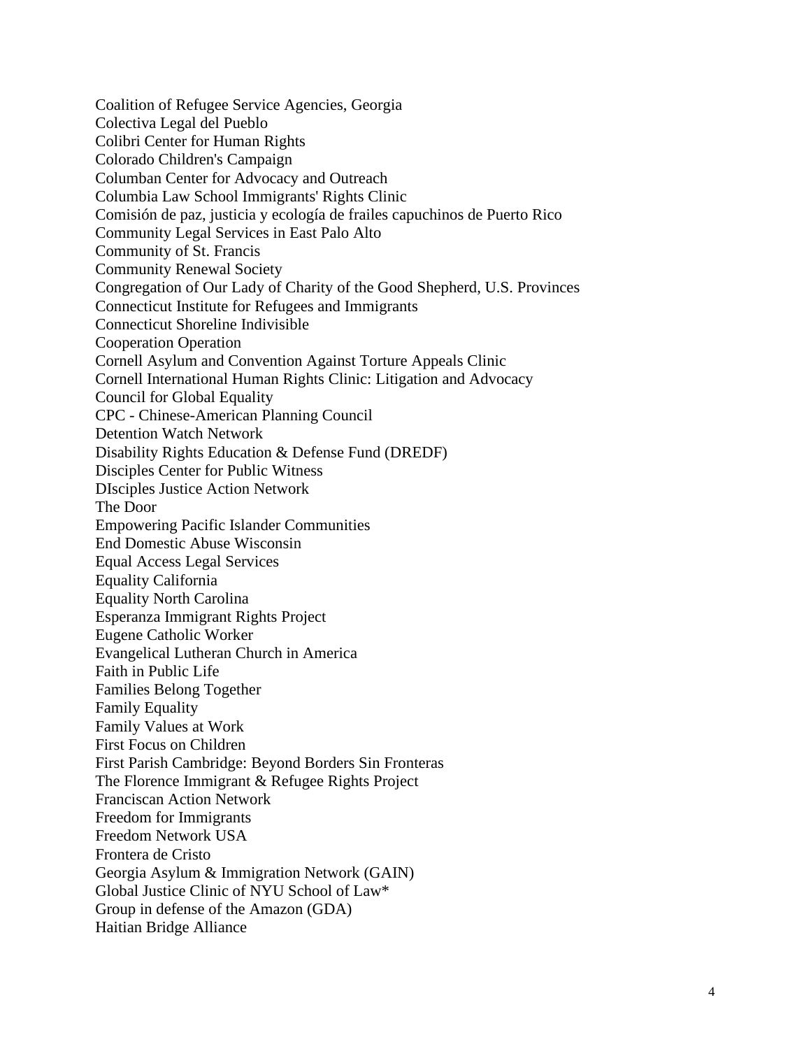Coalition of Refugee Service Agencies, Georgia
Colectiva Legal del Pueblo
Colibri Center for Human Rights
Colorado Children's Campaign
Columban Center for Advocacy and Outreach
Columbia Law School Immigrants' Rights Clinic
Comisión de paz, justicia y ecología de frailes capuchinos de Puerto Rico
Community Legal Services in East Palo Alto
Community of St. Francis
Community Renewal Society
Congregation of Our Lady of Charity of the Good Shepherd, U.S. Provinces
Connecticut Institute for Refugees and Immigrants
Connecticut Shoreline Indivisible
Cooperation Operation
Cornell Asylum and Convention Against Torture Appeals Clinic
Cornell International Human Rights Clinic: Litigation and Advocacy
Council for Global Equality
CPC - Chinese-American Planning Council
Detention Watch Network
Disability Rights Education & Defense Fund (DREDF)
Disciples Center for Public Witness
DIsciples Justice Action Network
The Door
Empowering Pacific Islander Communities
End Domestic Abuse Wisconsin
Equal Access Legal Services
Equality California
Equality North Carolina
Esperanza Immigrant Rights Project
Eugene Catholic Worker
Evangelical Lutheran Church in America
Faith in Public Life
Families Belong Together
Family Equality
Family Values at Work
First Focus on Children
First Parish Cambridge: Beyond Borders Sin Fronteras
The Florence Immigrant & Refugee Rights Project
Franciscan Action Network
Freedom for Immigrants
Freedom Network USA
Frontera de Cristo
Georgia Asylum & Immigration Network (GAIN)
Global Justice Clinic of NYU School of Law*
Group in defense of the Amazon (GDA)
Haitian Bridge Alliance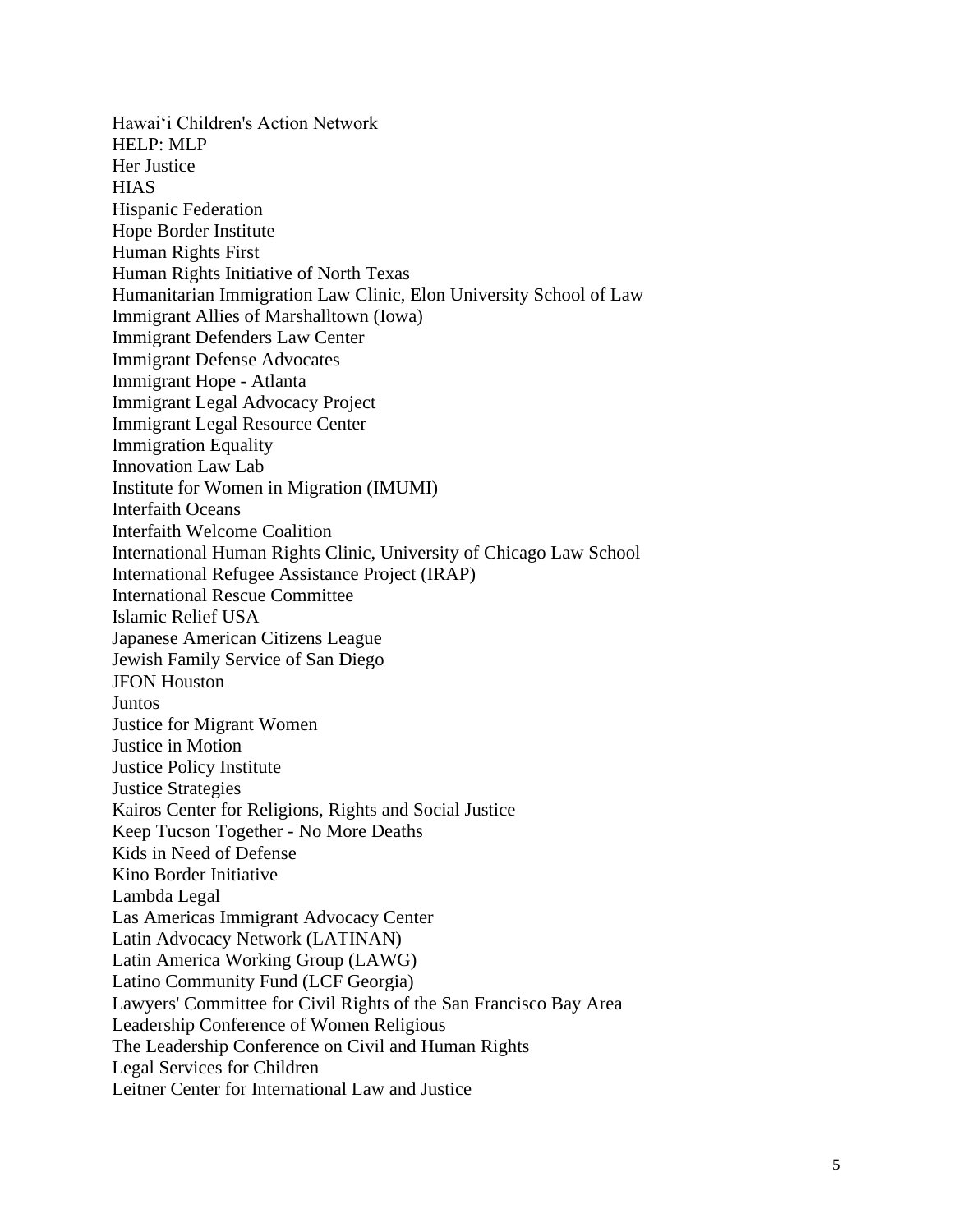Hawai‘i Children's Action Network
HELP: MLP
Her Justice
HIAS
Hispanic Federation
Hope Border Institute
Human Rights First
Human Rights Initiative of North Texas
Humanitarian Immigration Law Clinic, Elon University School of Law
Immigrant Allies of Marshalltown (Iowa)
Immigrant Defenders Law Center
Immigrant Defense Advocates
Immigrant Hope - Atlanta
Immigrant Legal Advocacy Project
Immigrant Legal Resource Center
Immigration Equality
Innovation Law Lab
Institute for Women in Migration (IMUMI)
Interfaith Oceans
Interfaith Welcome Coalition
International Human Rights Clinic, University of Chicago Law School
International Refugee Assistance Project (IRAP)
International Rescue Committee
Islamic Relief USA
Japanese American Citizens League
Jewish Family Service of San Diego
JFON Houston
Juntos
Justice for Migrant Women
Justice in Motion
Justice Policy Institute
Justice Strategies
Kairos Center for Religions, Rights and Social Justice
Keep Tucson Together - No More Deaths
Kids in Need of Defense
Kino Border Initiative
Lambda Legal
Las Americas Immigrant Advocacy Center
Latin Advocacy Network (LATINAN)
Latin America Working Group (LAWG)
Latino Community Fund (LCF Georgia)
Lawyers' Committee for Civil Rights of the San Francisco Bay Area
Leadership Conference of Women Religious
The Leadership Conference on Civil and Human Rights
Legal Services for Children
Leitner Center for International Law and Justice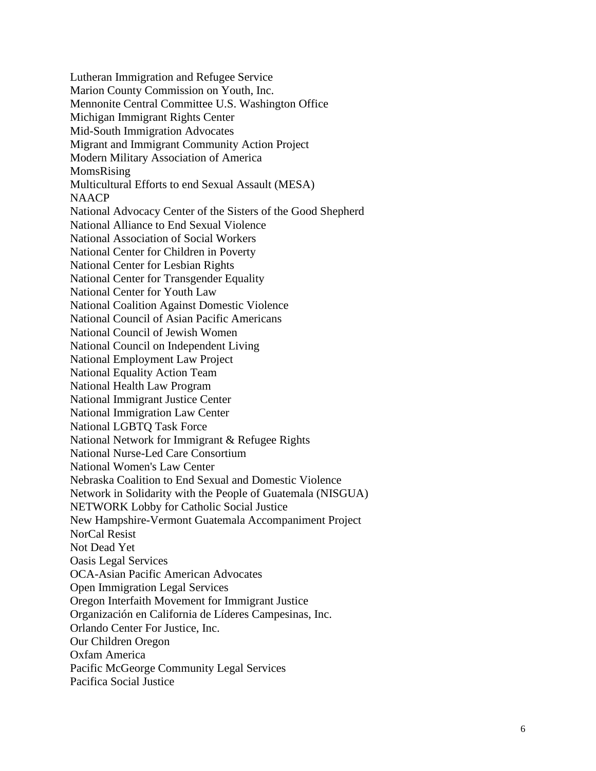Lutheran Immigration and Refugee Service
Marion County Commission on Youth, Inc.
Mennonite Central Committee U.S. Washington Office
Michigan Immigrant Rights Center
Mid-South Immigration Advocates
Migrant and Immigrant Community Action Project
Modern Military Association of America
MomsRising
Multicultural Efforts to end Sexual Assault (MESA)
NAACP
National Advocacy Center of the Sisters of the Good Shepherd
National Alliance to End Sexual Violence
National Association of Social Workers
National Center for Children in Poverty
National Center for Lesbian Rights
National Center for Transgender Equality
National Center for Youth Law
National Coalition Against Domestic Violence
National Council of Asian Pacific Americans
National Council of Jewish Women
National Council on Independent Living
National Employment Law Project
National Equality Action Team
National Health Law Program
National Immigrant Justice Center
National Immigration Law Center
National LGBTQ Task Force
National Network for Immigrant & Refugee Rights
National Nurse-Led Care Consortium
National Women's Law Center
Nebraska Coalition to End Sexual and Domestic Violence
Network in Solidarity with the People of Guatemala (NISGUA)
NETWORK Lobby for Catholic Social Justice
New Hampshire-Vermont Guatemala Accompaniment Project
NorCal Resist
Not Dead Yet
Oasis Legal Services
OCA-Asian Pacific American Advocates
Open Immigration Legal Services
Oregon Interfaith Movement for Immigrant Justice
Organización en California de Líderes Campesinas, Inc.
Orlando Center For Justice, Inc.
Our Children Oregon
Oxfam America
Pacific McGeorge Community Legal Services
Pacifica Social Justice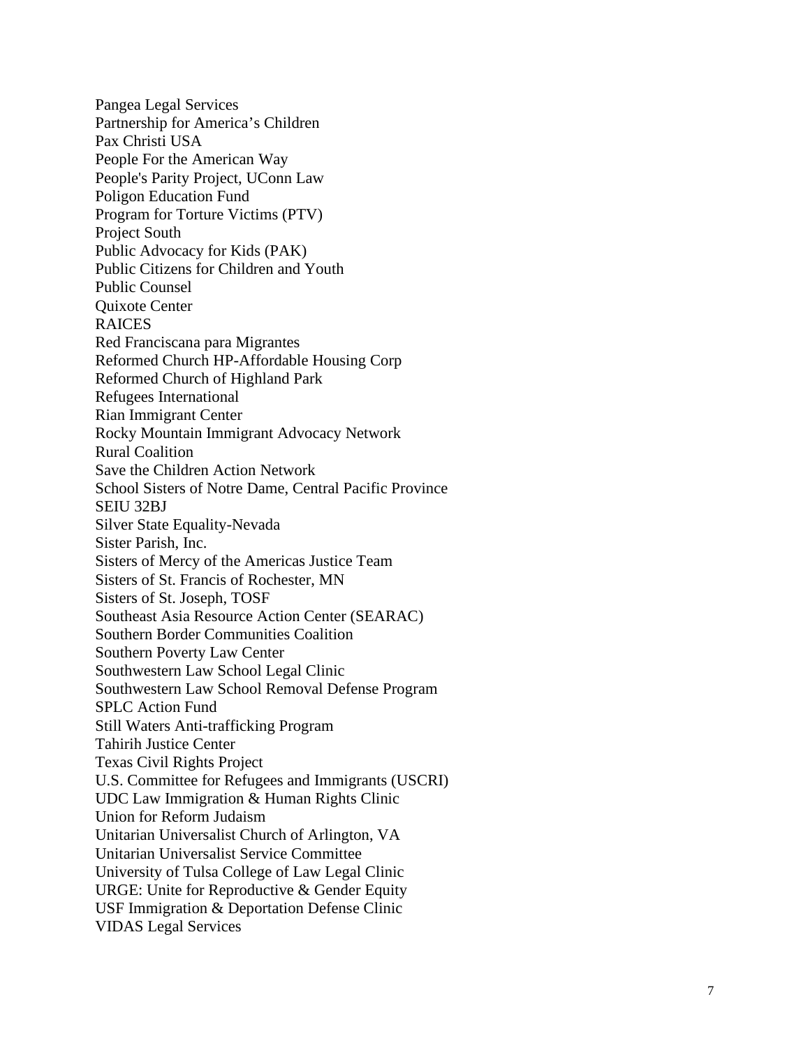Pangea Legal Services
Partnership for America's Children
Pax Christi USA
People For the American Way
People's Parity Project, UConn Law
Poligon Education Fund
Program for Torture Victims (PTV)
Project South
Public Advocacy for Kids (PAK)
Public Citizens for Children and Youth
Public Counsel
Quixote Center
RAICES
Red Franciscana para Migrantes
Reformed Church HP-Affordable Housing Corp
Reformed Church of Highland Park
Refugees International
Rian Immigrant Center
Rocky Mountain Immigrant Advocacy Network
Rural Coalition
Save the Children Action Network
School Sisters of Notre Dame, Central Pacific Province
SEIU 32BJ
Silver State Equality-Nevada
Sister Parish, Inc.
Sisters of Mercy of the Americas Justice Team
Sisters of St. Francis of Rochester, MN
Sisters of St. Joseph, TOSF
Southeast Asia Resource Action Center (SEARAC)
Southern Border Communities Coalition
Southern Poverty Law Center
Southwestern Law School Legal Clinic
Southwestern Law School Removal Defense Program
SPLC Action Fund
Still Waters Anti-trafficking Program
Tahirih Justice Center
Texas Civil Rights Project
U.S. Committee for Refugees and Immigrants (USCRI)
UDC Law Immigration & Human Rights Clinic
Union for Reform Judaism
Unitarian Universalist Church of Arlington, VA
Unitarian Universalist Service Committee
University of Tulsa College of Law Legal Clinic
URGE: Unite for Reproductive & Gender Equity
USF Immigration & Deportation Defense Clinic
VIDAS Legal Services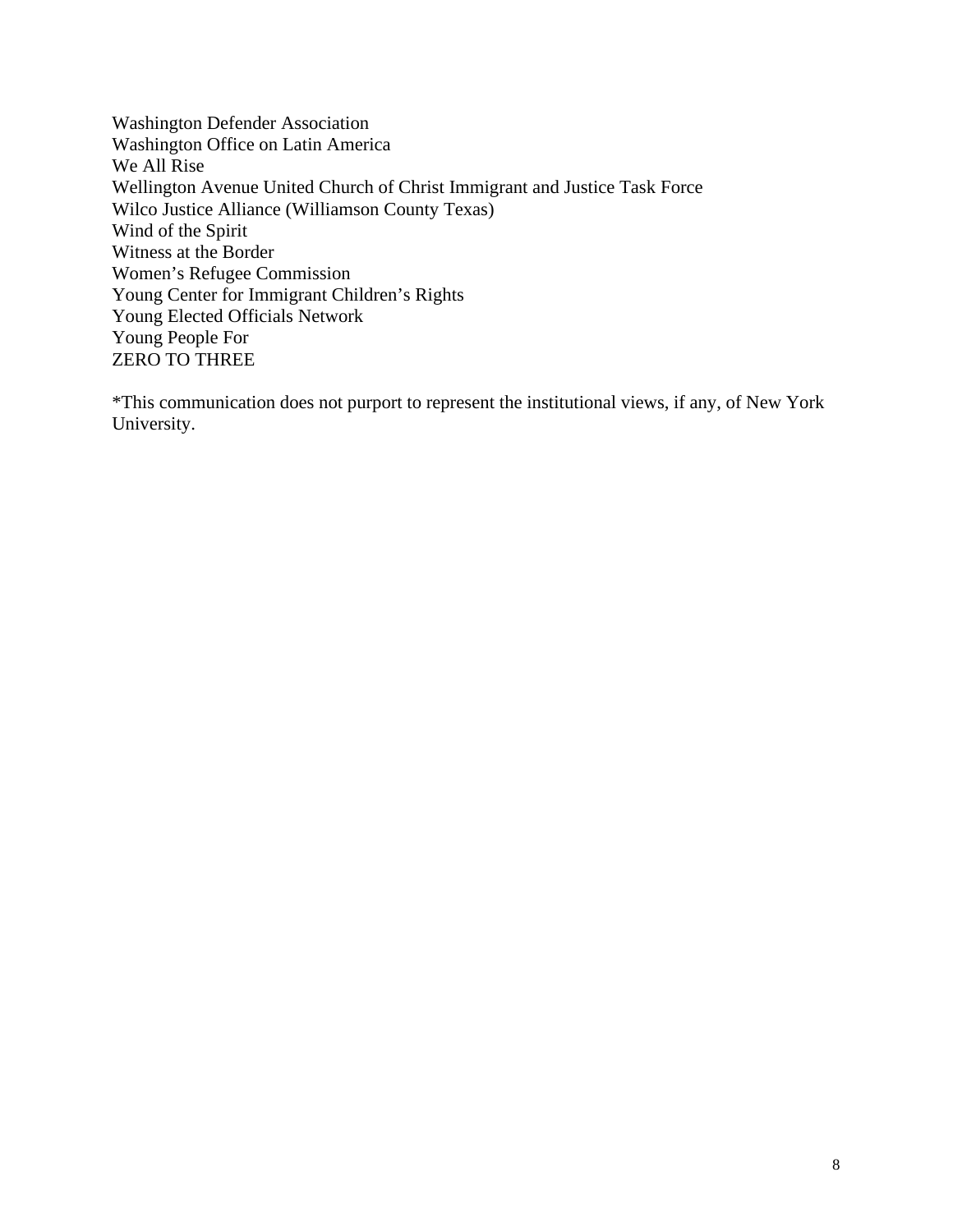Washington Defender Association
Washington Office on Latin America
We All Rise
Wellington Avenue United Church of Christ Immigrant and Justice Task Force
Wilco Justice Alliance (Williamson County Texas)
Wind of the Spirit
Witness at the Border
Women's Refugee Commission
Young Center for Immigrant Children's Rights
Young Elected Officials Network
Young People For
ZERO TO THREE

*This communication does not purport to represent the institutional views, if any, of New York University.